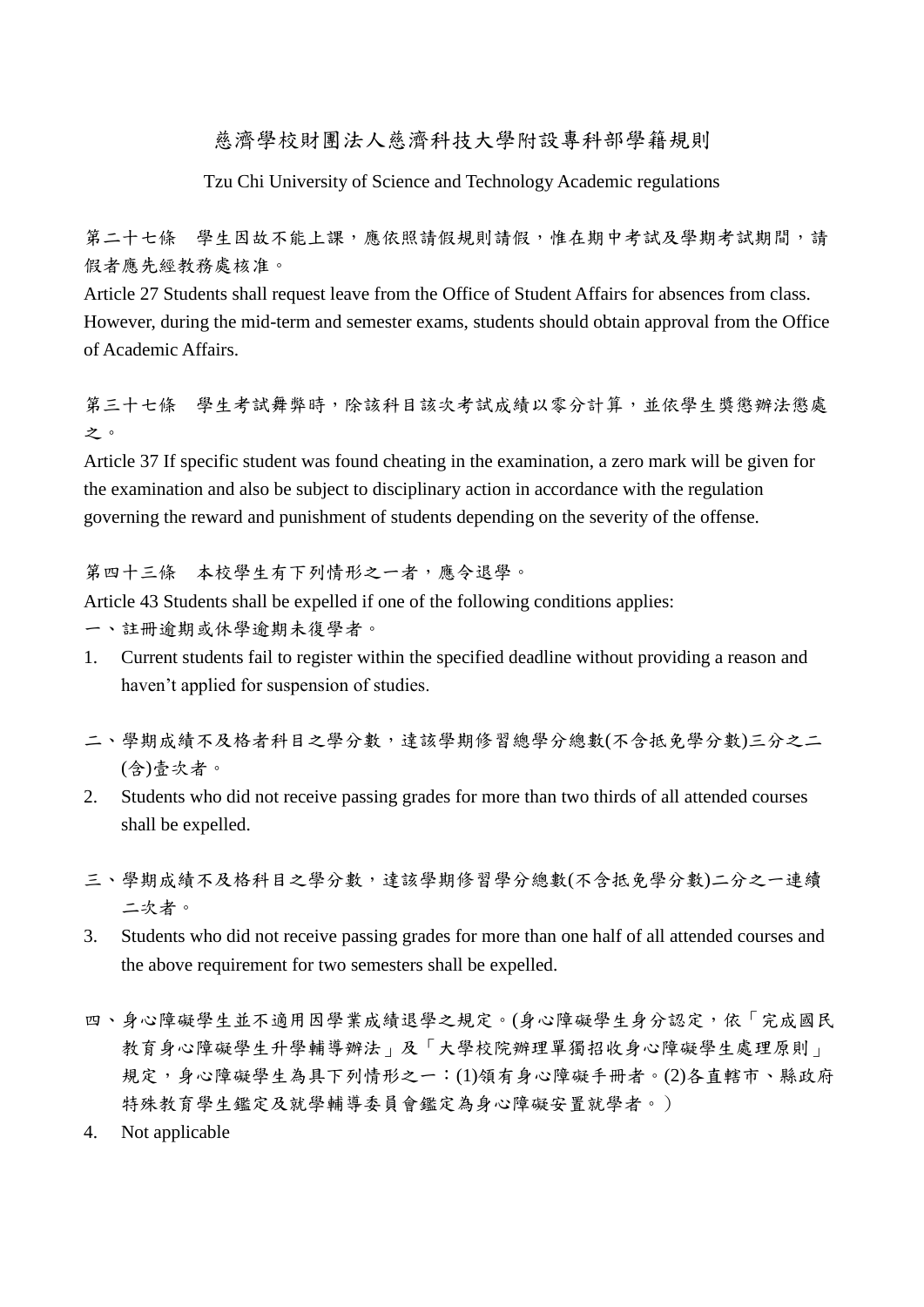# 慈濟學校財團法人慈濟科技大學附設專科部學籍規則

Tzu Chi University of Science and Technology Academic regulations

第二十七條　學生因故不能上課，應依照請假規則請假，惟在期中考試及學期考試期間，請假者應先經教務處核准。

Article 27 Students shall request leave from the Office of Student Affairs for absences from class. However, during the mid-term and semester exams, students should obtain approval from the Office of Academic Affairs.

第三十七條　學生考試舞弊時，除該科目該次考試成績以零分計算，並依學生獎懲辦法懲處之。

Article 37 If specific student was found cheating in the examination, a zero mark will be given for the examination and also be subject to disciplinary action in accordance with the regulation governing the reward and punishment of students depending on the severity of the offense.

第四十三條　本校學生有下列情形之一者，應令退學。

Article 43 Students shall be expelled if one of the following conditions applies:

一、註冊逾期或休學逾期未復學者。

1. Current students fail to register within the specified deadline without providing a reason and haven't applied for suspension of studies.

二、學期成績不及格者科目之學分數，達該學期修習總學分總數(不含抵免學分數)三分之二(含)壹次者。

2. Students who did not receive passing grades for more than two thirds of all attended courses shall be expelled.

三、學期成績不及格科目之學分數，達該學期修習學分總數(不含抵免學分數)二分之一連續二次者。

3. Students who did not receive passing grades for more than one half of all attended courses and the above requirement for two semesters shall be expelled.

四、身心障礙學生並不適用因學業成績退學之規定。(身心障礙學生身分認定，依「完成國民教育身心障礙學生升學輔導辦法」及「大學校院辦理單獨招收身心障礙學生處理原則」規定，身心障礙學生為具下列情形之一：(1)領有身心障礙手冊者。(2)各直轄市、縣政府特殊教育學生鑑定及就學輔導委員會鑑定為身心障礙安置就學者。）

4. Not applicable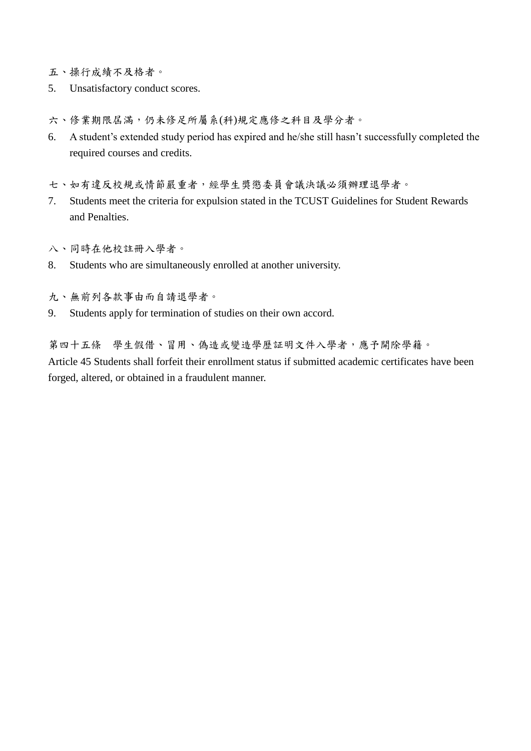五、操行成績不及格者。

5. Unsatisfactory conduct scores.

六、修業期限屆滿，仍未修足所屬系(科)規定應修之科目及學分者。

6. A student’s extended study period has expired and he/she still hasn’t successfully completed the required courses and credits.

七、如有違反校規或情節嚴重者，經學生獎懲委員會議決議必須辦理退學者。

7. Students meet the criteria for expulsion stated in the TCUST Guidelines for Student Rewards and Penalties.

八、同時在他校註冊入學者。

8. Students who are simultaneously enrolled at another university.

九、無前列各款事由而自請退學者。

9. Students apply for termination of studies on their own accord.

第四十五條　學生假借、冒用、偽造或變造學歷証明文件入學者，應予開除學籍。

Article 45 Students shall forfeit their enrollment status if submitted academic certificates have been forged, altered, or obtained in a fraudulent manner.